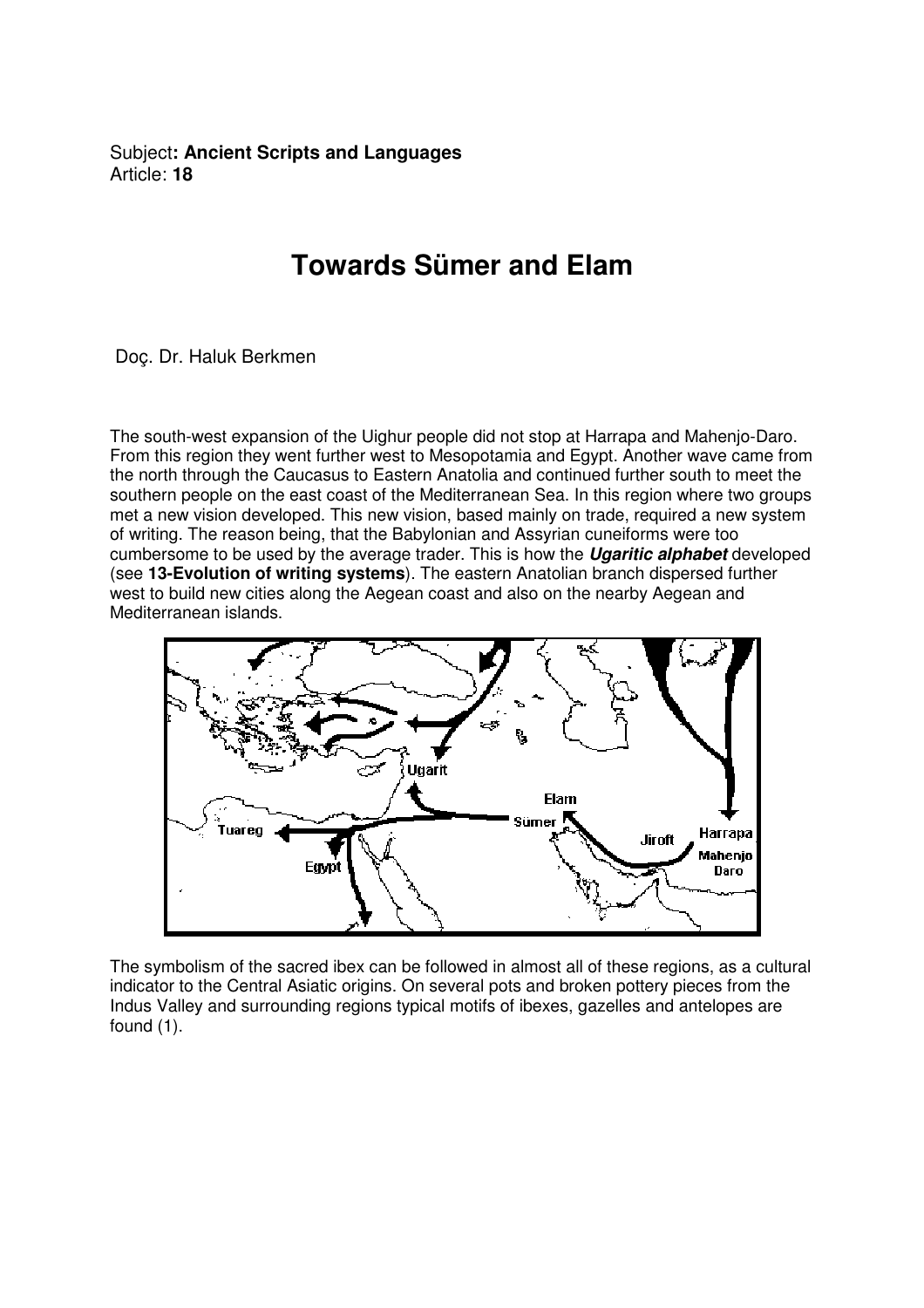Subject**: Ancient Scripts and Languages**
Article: **18**

# Towards Sümer and Elam

Doç. Dr. Haluk Berkmen

The south-west expansion of the Uighur people did not stop at Harrapa and Mahenjo-Daro. From this region they went further west to Mesopotamia and Egypt. Another wave came from the north through the Caucasus to Eastern Anatolia and continued further south to meet the southern people on the east coast of the Mediterranean Sea. In this region where two groups met a new vision developed. This new vision, based mainly on trade, required a new system of writing. The reason being, that the Babylonian and Assyrian cuneiforms were too cumbersome to be used by the average trader. This is how the ***Ugaritic alphabet*** developed (see **13-Evolution of writing systems**). The eastern Anatolian branch dispersed further west to build new cities along the Aegean coast and also on the nearby Aegean and Mediterranean islands.

The symbolism of the sacred ibex can be followed in almost all of these regions, as a cultural indicator to the Central Asiatic origins. On several pots and broken pottery pieces from the Indus Valley and surrounding regions typical motifs of ibexes, gazelles and antelopes are found (1).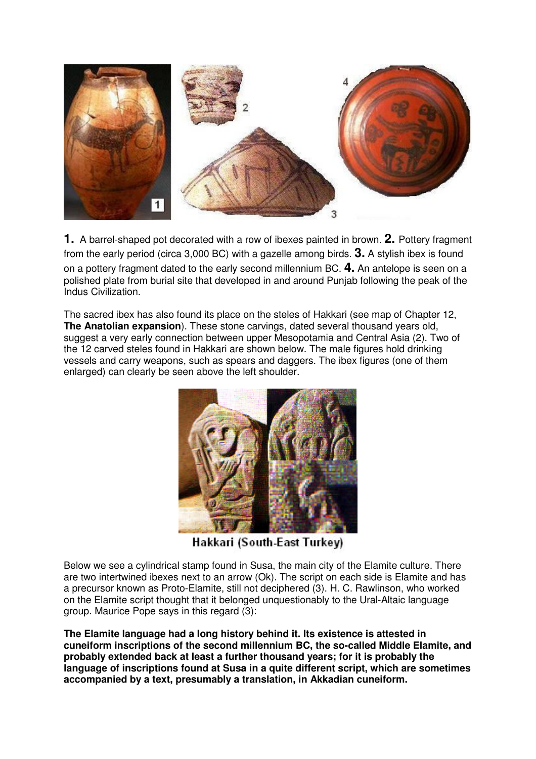**1.** A barrel-shaped pot decorated with a row of ibexes painted in brown. **2.** Pottery fragment from the early period (circa 3,000 BC) with a gazelle among birds. **3.** A stylish ibex is found on a pottery fragment dated to the early second millennium BC. **4.** An antelope is seen on a polished plate from burial site that developed in and around Punjab following the peak of the Indus Civilization.

The sacred ibex has also found its place on the steles of Hakkari (see map of Chapter 12, **The Anatolian expansion**). These stone carvings, dated several thousand years old, suggest a very early connection between upper Mesopotamia and Central Asia (2). Two of the 12 carved steles found in Hakkari are shown below. The male figures hold drinking vessels and carry weapons, such as spears and daggers. The ibex figures (one of them enlarged) can clearly be seen above the left shoulder.

Hakkari (South-East Turkey)

Below we see a cylindrical stamp found in Susa, the main city of the Elamite culture. There are two intertwined ibexes next to an arrow (Ok). The script on each side is Elamite and has a precursor known as Proto-Elamite, still not deciphered (3). H. C. Rawlinson, who worked on the Elamite script thought that it belonged unquestionably to the Ural-Altaic language group. Maurice Pope says in this regard (3):

**The Elamite language had a long history behind it. Its existence is attested in cuneiform inscriptions of the second millennium BC, the so-called Middle Elamite, and probably extended back at least a further thousand years; for it is probably the language of inscriptions found at Susa in a quite different script, which are sometimes accompanied by a text, presumably a translation, in Akkadian cuneiform.**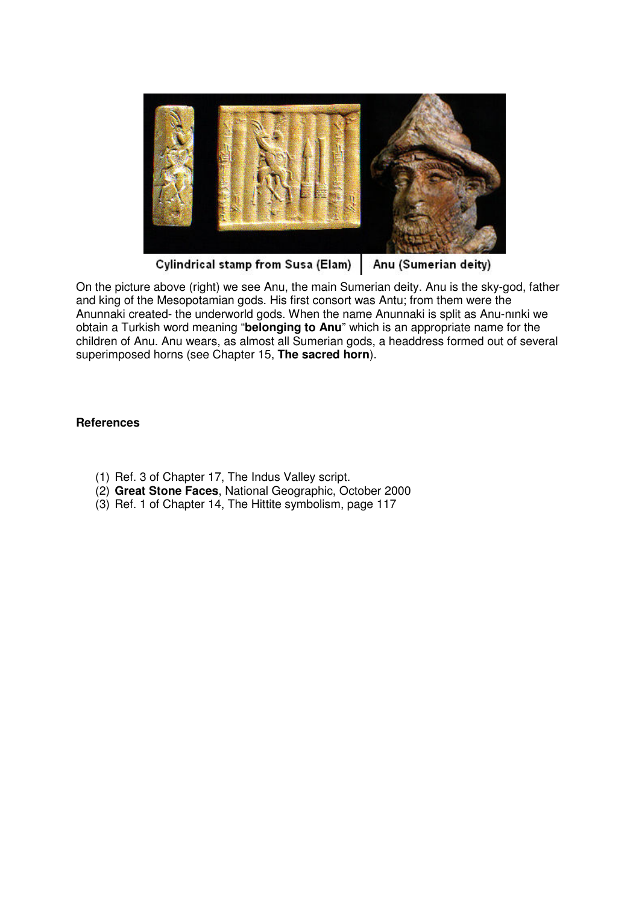Cylindrical stamp from Susa (Elam) | Anu (Sumerian deity)

On the picture above (right) we see Anu, the main Sumerian deity. Anu is the sky-god, father and king of the Mesopotamian gods. His first consort was Antu; from them were the Anunnaki created- the underworld gods. When the name Anunnaki is split as Anu-nınki we obtain a Turkish word meaning "**belonging to Anu**" which is an appropriate name for the children of Anu. Anu wears, as almost all Sumerian gods, a headdress formed out of several superimposed horns (see Chapter 15, **The sacred horn**).

**References**

(1) Ref. 3 of Chapter 17, The Indus Valley script.
(2) **Great Stone Faces**, National Geographic, October 2000
(3) Ref. 1 of Chapter 14, The Hittite symbolism, page 117